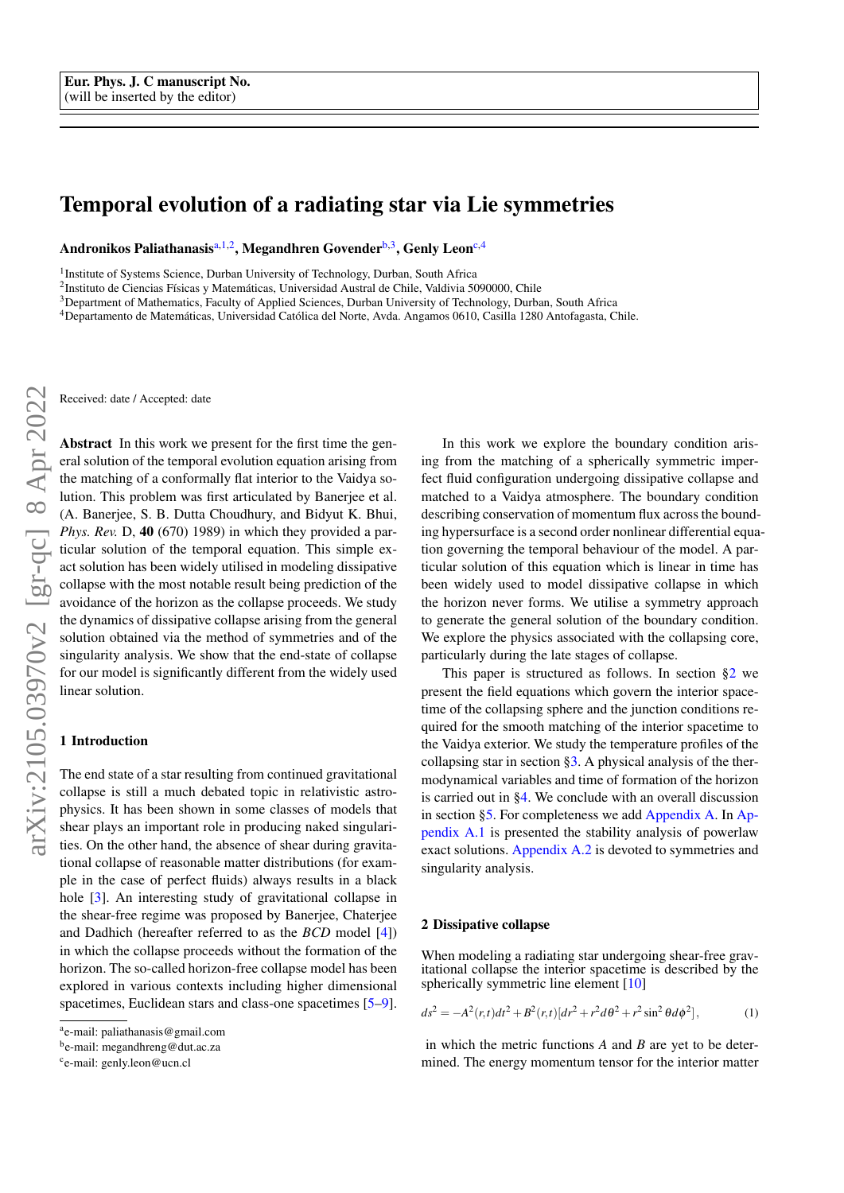Eur. Phys. J. C manuscript No.
(will be inserted by the editor)

# Temporal evolution of a radiating star via Lie symmetries

**Andronikos Paliathanasis**[a,1,2], **Megandhren Govender**[b,3], **Genly Leon**[c,4]

[1]Institute of Systems Science, Durban University of Technology, Durban, South Africa
[2]Instituto de Ciencias Físicas y Matemáticas, Universidad Austral de Chile, Valdivia 5090000, Chile
[3]Department of Mathematics, Faculty of Applied Sciences, Durban University of Technology, Durban, South Africa
[4]Departamento de Matemáticas, Universidad Católica del Norte, Avda. Angamos 0610, Casilla 1280 Antofagasta, Chile.

Received: date / Accepted: date

**Abstract** In this work we present for the first time the general solution of the temporal evolution equation arising from the matching of a conformally flat interior to the Vaidya solution. This problem was first articulated by Banerjee et al. (A. Banerjee, S. B. Dutta Choudhury, and Bidyut K. Bhui, *Phys. Rev.* D, **40** (670) 1989) in which they provided a particular solution of the temporal equation. This simple exact solution has been widely utilised in modeling dissipative collapse with the most notable result being prediction of the avoidance of the horizon as the collapse proceeds. We study the dynamics of dissipative collapse arising from the general solution obtained via the method of symmetries and of the singularity analysis. We show that the end-state of collapse for our model is significantly different from the widely used linear solution.

## 1 Introduction

The end state of a star resulting from continued gravitational collapse is still a much debated topic in relativistic astrophysics. It has been shown in some classes of models that shear plays an important role in producing naked singularities. On the other hand, the absence of shear during gravitational collapse of reasonable matter distributions (for example in the case of perfect fluids) always results in a black hole [3]. An interesting study of gravitational collapse in the shear-free regime was proposed by Banerjee, Chaterjee and Dadhich (hereafter referred to as the *BCD* model [4]) in which the collapse proceeds without the formation of the horizon. The so-called horizon-free collapse model has been explored in various contexts including higher dimensional spacetimes, Euclidean stars and class-one spacetimes [5–9].

In this work we explore the boundary condition arising from the matching of a spherically symmetric imperfect fluid configuration undergoing dissipative collapse and matched to a Vaidya atmosphere. The boundary condition describing conservation of momentum flux across the bounding hypersurface is a second order nonlinear differential equation governing the temporal behaviour of the model. A particular solution of this equation which is linear in time has been widely used to model dissipative collapse in which the horizon never forms. We utilise a symmetry approach to generate the general solution of the boundary condition. We explore the physics associated with the collapsing core, particularly during the late stages of collapse.

This paper is structured as follows. In section §2 we present the field equations which govern the interior spacetime of the collapsing sphere and the junction conditions required for the smooth matching of the interior spacetime to the Vaidya exterior. We study the temperature profiles of the collapsing star in section §3. A physical analysis of the thermodynamical variables and time of formation of the horizon is carried out in §4. We conclude with an overall discussion in section §5. For completeness we add Appendix A. In Appendix A.1 is presented the stability analysis of powerlaw exact solutions. Appendix A.2 is devoted to symmetries and singularity analysis.

## 2 Dissipative collapse

When modeling a radiating star undergoing shear-free gravitational collapse the interior spacetime is described by the spherically symmetric line element [10]

$$ds^2 = -A^2(r,t)dt^2 + B^2(r,t)[dr^2 + r^2 d\theta^2 + r^2 \sin^2\theta d\phi^2], \tag{1}$$

in which the metric functions $A$ and $B$ are yet to be determined. The energy momentum tensor for the interior matter

---

[a]e-mail: paliathanasis@gmail.com
[b]e-mail: megandhreng@dut.ac.za
[c]e-mail: genly.leon@ucn.cl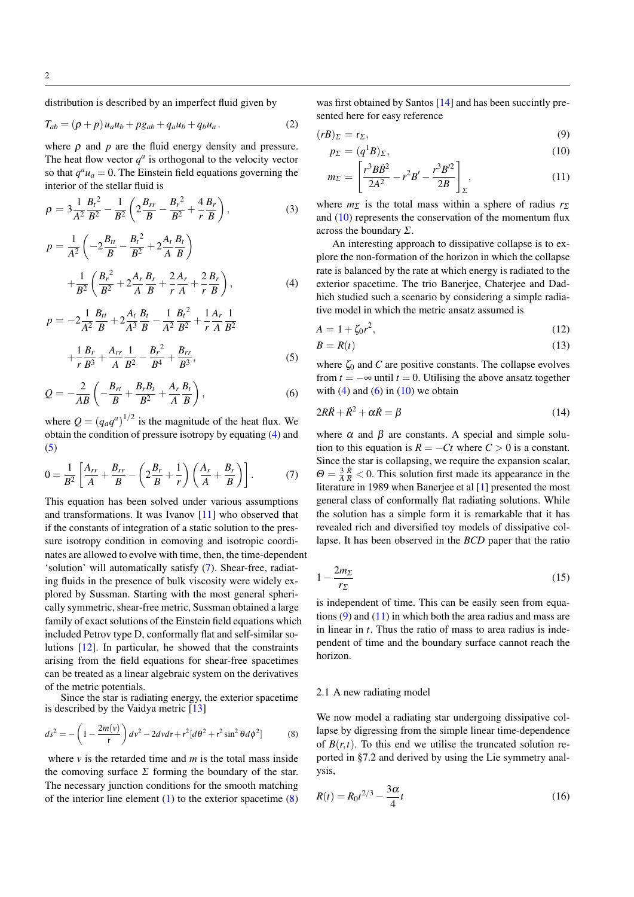distribution is described by an imperfect fluid given by

$$T_{ab} = (\rho + p)\, u_a u_b + p g_{ab} + q_a u_b + q_b u_a \,. \tag{2}$$

where $\rho$ and $p$ are the fluid energy density and pressure. The heat flow vector $q^a$ is orthogonal to the velocity vector so that $q^a u_a = 0$. The Einstein field equations governing the interior of the stellar fluid is

$$\rho = 3\frac{1}{A^2}\frac{{B_t}^2}{B^2} - \frac{1}{B^2}\left(2\frac{B_{rr}}{B} - \frac{{B_r}^2}{B^2} + \frac{4}{r}\frac{B_r}{B}\right), \tag{3}$$

$$p = \frac{1}{A^2}\left(-2\frac{B_{tt}}{B} - \frac{{B_t}^2}{B^2} + 2\frac{A_t}{A}\frac{B_t}{B}\right)$$
$$+\frac{1}{B^2}\left(\frac{{B_r}^2}{B^2} + 2\frac{A_r}{A}\frac{B_r}{B} + \frac{2}{r}\frac{A_r}{A} + \frac{2}{r}\frac{B_r}{B}\right), \tag{4}$$

$$p = -2\frac{1}{A^2}\frac{B_{tt}}{B} + 2\frac{A_t}{A^3}\frac{B_t}{B} - \frac{1}{A^2}\frac{{B_t}^2}{B^2} + \frac{1}{r}\frac{A_r}{A}\frac{1}{B^2}$$
$$+\frac{1}{r}\frac{B_r}{B^3} + \frac{A_{rr}}{A}\frac{1}{B^2} - \frac{{B_r}^2}{B^4} + \frac{B_{rr}}{B^3}, \tag{5}$$

$$Q = -\frac{2}{AB}\left(-\frac{B_{rt}}{B} + \frac{B_r B_t}{B^2} + \frac{A_r}{A}\frac{B_t}{B}\right), \tag{6}$$

where $Q = (q_a q^a)^{1/2}$ is the magnitude of the heat flux. We obtain the condition of pressure isotropy by equating (4) and (5)

$$0 = \frac{1}{B^2}\left[\frac{A_{rr}}{A} + \frac{B_{rr}}{B} - \left(2\frac{B_r}{B} + \frac{1}{r}\right)\left(\frac{A_r}{A} + \frac{B_r}{B}\right)\right]. \tag{7}$$

This equation has been solved under various assumptions and transformations. It was Ivanov [11] who observed that if the constants of integration of a static solution to the pressure isotropy condition in comoving and isotropic coordinates are allowed to evolve with time, then, the time-dependent 'solution' will automatically satisfy (7). Shear-free, radiating fluids in the presence of bulk viscosity were widely explored by Sussman. Starting with the most general spherically symmetric, shear-free metric, Sussman obtained a large family of exact solutions of the Einstein field equations which included Petrov type D, conformally flat and self-similar solutions [12]. In particular, he showed that the constraints arising from the field equations for shear-free spacetimes can be treated as a linear algebraic system on the derivatives of the metric potentials.

Since the star is radiating energy, the exterior spacetime is described by the Vaidya metric [13]

$$ds^2 = -\left(1 - \frac{2m(v)}{\mathsf{r}}\right)dv^2 - 2dvd\mathsf{r} + \mathsf{r}^2[d\theta^2 + \mathsf{r}^2 \sin^2\theta d\phi^2] \tag{8}$$

where $v$ is the retarded time and $m$ is the total mass inside the comoving surface $\Sigma$ forming the boundary of the star. The necessary junction conditions for the smooth matching of the interior line element (1) to the exterior spacetime (8) was first obtained by Santos [14] and has been succintly presented here for easy reference

$$(rB)_\Sigma = \mathsf{r}_\Sigma, \tag{9}$$
$$p_\Sigma = (q^1 B)_\Sigma, \tag{10}$$
$$m_\Sigma = \left[\frac{r^3 B \dot{B}^2}{2A^2} - r^2 B' - \frac{r^3 B'^2}{2B}\right]_\Sigma, \tag{11}$$

where $m_\Sigma$ is the total mass within a sphere of radius $r_\Sigma$ and (10) represents the conservation of the momentum flux across the boundary $\Sigma$.

An interesting approach to dissipative collapse is to explore the non-formation of the horizon in which the collapse rate is balanced by the rate at which energy is radiated to the exterior spacetime. The trio Banerjee, Chaterjee and Dadhich studied such a scenario by considering a simple radiative model in which the metric ansatz assumed is

$$A = 1 + \zeta_0 r^2, \tag{12}$$
$$B = R(t) \tag{13}$$

where $\zeta_0$ and $C$ are positive constants. The collapse evolves from $t = -\infty$ until $t = 0$. Utilising the above ansatz together with (4) and (6) in (10) we obtain

$$2R\ddot{R} + \dot{R}^2 + \alpha\dot{R} = \beta \tag{14}$$

where $\alpha$ and $\beta$ are constants. A special and simple solution to this equation is $R = -Ct$ where $C > 0$ is a constant. Since the star is collapsing, we require the expansion scalar, $\Theta = \frac{3}{A}\frac{\dot{R}}{R} < 0$. This solution first made its appearance in the literature in 1989 when Banerjee et al [1] presented the most general class of conformally flat radiating solutions. While the solution has a simple form it is remarkable that it has revealed rich and diversified toy models of dissipative collapse. It has been observed in the *BCD* paper that the ratio

$$1 - \frac{2m_\Sigma}{r_\Sigma} \tag{15}$$

is independent of time. This can be easily seen from equations (9) and (11) in which both the area radius and mass are in linear in $t$. Thus the ratio of mass to area radius is independent of time and the boundary surface cannot reach the horizon.

### 2.1 A new radiating model

We now model a radiating star undergoing dissipative collapse by digressing from the simple linear time-dependence of $B(r,t)$. To this end we utilise the truncated solution reported in §7.2 and derived by using the Lie symmetry analysis,

$$R(t) = R_0 t^{2/3} - \frac{3\alpha}{4}t \tag{16}$$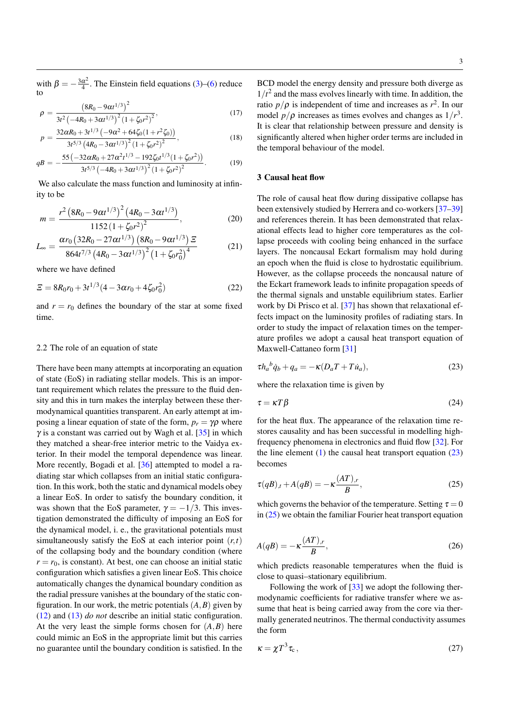with $\beta = -\frac{3\alpha^2}{4}$. The Einstein field equations (3)–(6) reduce to

$$\rho = \frac{\left(8R_0 - 9\alpha t^{1/3}\right)^2}{3t^2\left(-4R_0 + 3\alpha t^{1/3}\right)^2\left(1+\zeta_0 r^2\right)^2}, \tag{17}$$

$$p = \frac{32\alpha R_0 + 3t^{1/3}\left(-9\alpha^2 + 64\zeta_0(1+r^2\zeta_0)\right)}{3t^{5/3}\left(4R_0 - 3\alpha t^{1/3}\right)^2\left(1+\zeta_0 r^2\right)^2}, \tag{18}$$

$$qB = -\frac{55\left(-32\alpha R_0 + 27\alpha^2 t^{1/3} - 192\zeta_0 t^{1/3}(1+\zeta_0 r^2)\right)}{3t^{5/3}\left(-4R_0 + 3\alpha t^{1/3}\right)^2\left(1+\zeta_0 r^2\right)^2}. \tag{19}$$

We also calculate the mass function and luminosity at infinity to be

$$m = \frac{r^2\left(8R_0 - 9\alpha t^{1/3}\right)^2\left(4R_0 - 3\alpha t^{1/3}\right)}{1152\left(1+\zeta_0 r^2\right)^2}, \tag{20}$$

$$L_\infty = \frac{\alpha r_0\left(32R_0 - 27\alpha t^{1/3}\right)\left(8R_0 - 9\alpha t^{1/3}\right)\Xi}{864t^{7/3}\left(4R_0 - 3\alpha t^{1/3}\right)^2\left(1+\zeta_0 r_0^2\right)^4} \tag{21}$$

where we have defined

$$\Xi = 8R_0 r_0 + 3t^{1/3}(4 - 3\alpha r_0 + 4\zeta_0 r_0^2) \tag{22}$$

and $r = r_0$ defines the boundary of the star at some fixed time.

### 2.2 The role of an equation of state

There have been many attempts at incorporating an equation of state (EoS) in radiating stellar models. This is an important requirement which relates the pressure to the fluid density and this in turn makes the interplay between these thermodynamical quantities transparent. An early attempt at imposing a linear equation of state of the form, $p_r = \gamma\rho$ where $\gamma$ is a constant was carried out by Wagh et al. [35] in which they matched a shear-free interior metric to the Vaidya exterior. In their model the temporal dependence was linear. More recently, Bogadi et al. [36] attempted to model a radiating star which collapses from an initial static configuration. In this work, both the static and dynamical models obey a linear EoS. In order to satisfy the boundary condition, it was shown that the EoS parameter, $\gamma = -1/3$. This investigation demonstrated the difficulty of imposing an EoS for the dynamical model, i. e., the gravitational potentials must simultaneously satisfy the EoS at each interior point $(r,t)$ of the collapsing body and the boundary condition (where $r = r_0$, is constant). At best, one can choose an initial static configuration which satisfies a given linear EoS. This choice automatically changes the dynamical boundary condition as the radial pressure vanishes at the boundary of the static configuration. In our work, the metric potentials $(A,B)$ given by (12) and (13) *do not* describe an initial static configuration. At the very least the simple forms chosen for $(A,B)$ here could mimic an EoS in the appropriate limit but this carries no guarantee until the boundary condition is satisfied. In the BCD model the energy density and pressure both diverge as $1/t^2$ and the mass evolves linearly with time. In addition, the ratio $p/\rho$ is independent of time and increases as $r^2$. In our model $p/\rho$ increases as times evolves and changes as $1/r^3$. It is clear that relationship between pressure and density is significantly altered when higher order terms are included in the temporal behaviour of the model.

## 3 Causal heat flow

The role of causal heat flow during dissipative collapse has been extensively studied by Herrera and co-workers [37–39] and references therein. It has been demonstrated that relaxational effects lead to higher core temperatures as the collapse proceeds with cooling being enhanced in the surface layers. The noncausal Eckart formalism may hold during an epoch when the fluid is close to hydrostatic equilibrium. However, as the collapse proceeds the noncausal nature of the Eckart framework leads to infinite propagation speeds of the thermal signals and unstable equilibrium states. Earlier work by Di Prisco et al. [37] has shown that relaxational effects impact on the luminosity profiles of radiating stars. In order to study the impact of relaxation times on the temperature profiles we adopt a causal heat transport equation of Maxwell-Cattaneo form [31]

$$\tau h_a{}^b \dot{q}_b + q_a = -\kappa(D_a T + T\dot{u}_a), \tag{23}$$

where the relaxation time is given by

$$\tau = \kappa T \beta \tag{24}$$

for the heat flux. The appearance of the relaxation time restores causality and has been successful in modelling high-frequency phenomena in electronics and fluid flow [32]. For the line element (1) the causal heat transport equation (23) becomes

$$\tau(qB)_{,t} + A(qB) = -\kappa\frac{(AT)_{,r}}{B}, \tag{25}$$

which governs the behavior of the temperature. Setting $\tau = 0$ in (25) we obtain the familiar Fourier heat transport equation

$$A(qB) = -\kappa\frac{(AT)_{,r}}{B}, \tag{26}$$

which predicts reasonable temperatures when the fluid is close to quasi–stationary equilibrium.

Following the work of [33] we adopt the following thermodynamic coefficients for radiative transfer where we assume that heat is being carried away from the core via thermally generated neutrinos. The thermal conductivity assumes the form

$$\kappa = \chi T^3 \tau_c, \tag{27}$$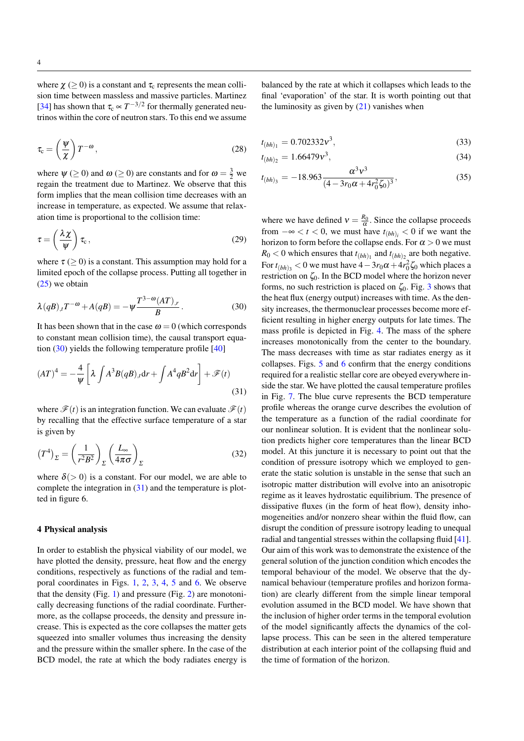where $\chi$ ($\geq 0$) is a constant and $\tau_c$ represents the mean collision time between massless and massive particles. Martinez [34] has shown that $\tau_c \propto T^{-3/2}$ for thermally generated neutrinos within the core of neutron stars. To this end we assume

$$\tau_c = \left(\frac{\psi}{\chi}\right) T^{-\omega}, \tag{28}$$

where $\psi$ ($\geq 0$) and $\omega$ ($\geq 0$) are constants and for $\omega = \frac{3}{2}$ we regain the treatment due to Martinez. We observe that this form implies that the mean collision time decreases with an increase in temperature, as expected. We assume that relaxation time is proportional to the collision time:

$$\tau = \left(\frac{\lambda \chi}{\psi}\right) \tau_c, \tag{29}$$

where $\tau$ ($\geq 0$) is a constant. This assumption may hold for a limited epoch of the collapse process. Putting all together in (25) we obtain

$$\lambda (qB)_{,t} T^{-\omega} + A(qB) = -\psi \frac{T^{3-\omega}(AT)_{,r}}{B}. \tag{30}$$

It has been shown that in the case $\omega = 0$ (which corresponds to constant mean collision time), the causal transport equation (30) yields the following temperature profile [40]

$$(AT)^4 = -\frac{4}{\psi}\left[\lambda \int A^3 B (qB)_{,t} \mathrm{d}r + \int A^4 q B^2 \mathrm{d}r\right] + \mathscr{F}(t) \tag{31}$$

where $\mathscr{F}(t)$ is an integration function. We can evaluate $\mathscr{F}(t)$ by recalling that the effective surface temperature of a star is given by

$$\left(T^4\right)_\Sigma = \left(\frac{1}{r^2 B^2}\right)_\Sigma \left(\frac{L_\infty}{4\pi\sigma}\right)_\Sigma \tag{32}$$

where $\delta (> 0)$ is a constant. For our model, we are able to complete the integration in (31) and the temperature is plotted in figure 6.

## 4 Physical analysis

In order to establish the physical viability of our model, we have plotted the density, pressure, heat flow and the energy conditions, respectively as functions of the radial and temporal coordinates in Figs. 1, 2, 3, 4, 5 and 6. We observe that the density (Fig. 1) and pressure (Fig. 2) are monotonically decreasing functions of the radial coordinate. Furthermore, as the collapse proceeds, the density and pressure increase. This is expected as the core collapses the matter gets squeezed into smaller volumes thus increasing the density and the pressure within the smaller sphere. In the case of the BCD model, the rate at which the body radiates energy is balanced by the rate at which it collapses which leads to the final 'evaporation' of the star. It is worth pointing out that the luminosity as given by (21) vanishes when

$$t_{(bh)_1} = 0.702332 \nu^3, \tag{33}$$

$$t_{(bh)_2} = 1.66479 \nu^3, \tag{34}$$

$$t_{(bh)_3} = -18.963 \frac{\alpha^3 \nu^3}{(4 - 3r_0\alpha + 4r_0^2\zeta_0)^3}, \tag{35}$$

where we have defined $\nu = \frac{R_0}{\alpha}$. Since the collapse proceeds from $-\infty < t < 0$, we must have $t_{(bh)_i} < 0$ if we want the horizon to form before the collapse ends. For $\alpha > 0$ we must $R_0 < 0$ which ensures that $t_{(bh)_1}$ and $t_{(bh)_2}$ are both negative. For $t_{(bh)_3} < 0$ we must have $4 - 3r_0\alpha + 4r_0^2\zeta_0$ which places a restriction on $\zeta_0$. In the BCD model where the horizon never forms, no such restriction is placed on $\zeta_0$. Fig. 3 shows that the heat flux (energy output) increases with time. As the density increases, the thermonuclear processes become more efficient resulting in higher energy outputs for late times. The mass profile is depicted in Fig. 4. The mass of the sphere increases monotonically from the center to the boundary. The mass decreases with time as star radiates energy as it collapses. Figs. 5 and 6 confirm that the energy conditions required for a realistic stellar core are obeyed everywhere inside the star. We have plotted the causal temperature profiles in Fig. 7. The blue curve represents the BCD temperature profile whereas the orange curve describes the evolution of the temperature as a function of the radial coordinate for our nonlinear solution. It is evident that the nonlinear solution predicts higher core temperatures than the linear BCD model. At this juncture it is necessary to point out that the condition of pressure isotropy which we employed to generate the static solution is unstable in the sense that such an isotropic matter distribution will evolve into an anisotropic regime as it leaves hydrostatic equilibrium. The presence of dissipative fluxes (in the form of heat flow), density inhomogeneities and/or nonzero shear within the fluid flow, can disrupt the condition of pressure isotropy leading to unequal radial and tangential stresses within the collapsing fluid [41]. Our aim of this work was to demonstrate the existence of the general solution of the junction condition which encodes the temporal behaviour of the model. We observe that the dynamical behaviour (temperature profiles and horizon formation) are clearly different from the simple linear temporal evolution assumed in the BCD model. We have shown that the inclusion of higher order terms in the temporal evolution of the model significantly affects the dynamics of the collapse process. This can be seen in the altered temperature distribution at each interior point of the collapsing fluid and the time of formation of the horizon.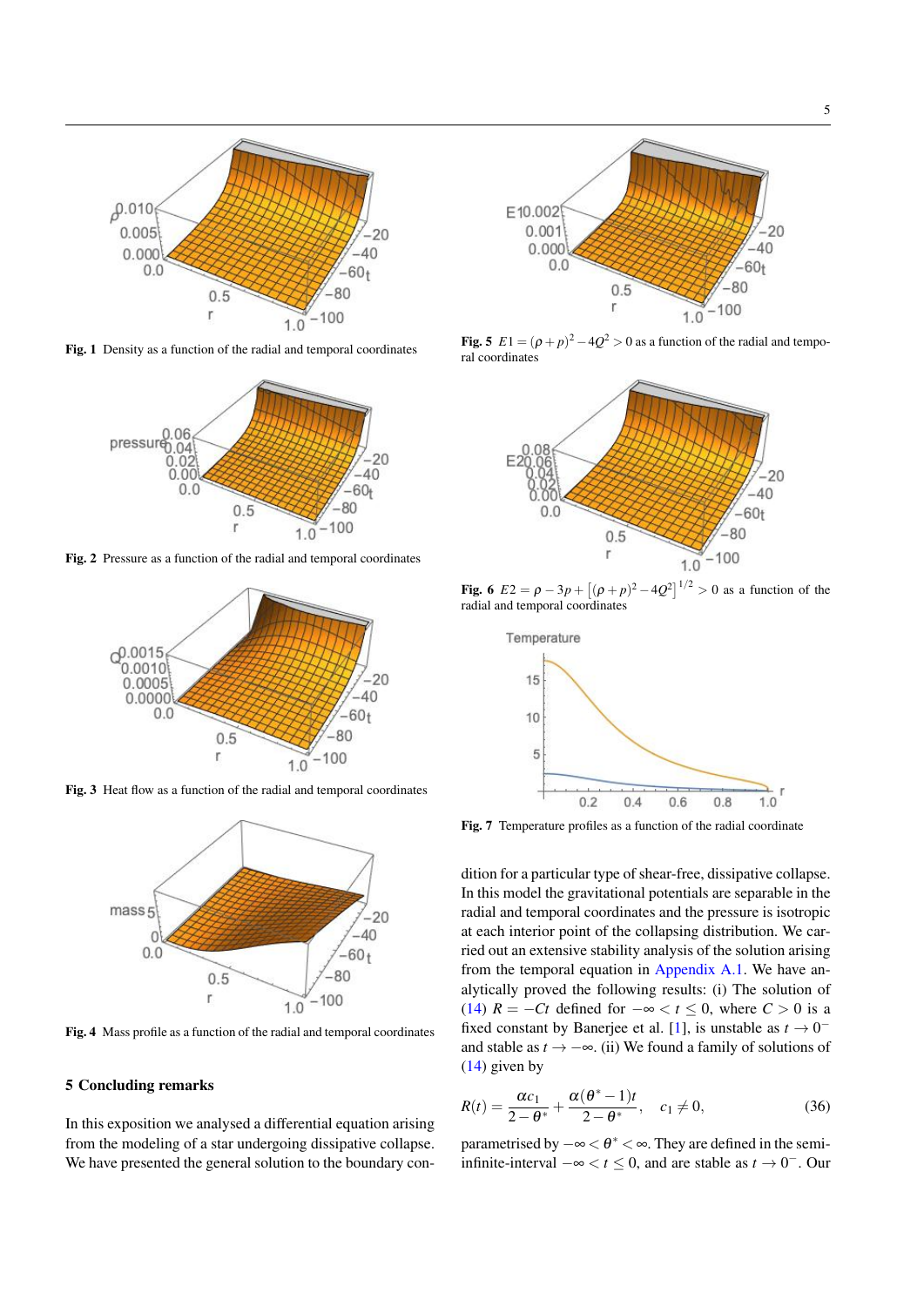**Fig. 1** Density as a function of the radial and temporal coordinates

**Fig. 2** Pressure as a function of the radial and temporal coordinates

**Fig. 3** Heat flow as a function of the radial and temporal coordinates

**Fig. 4** Mass profile as a function of the radial and temporal coordinates

**Fig. 5** $E1 = (\rho + p)^2 - 4Q^2 > 0$ as a function of the radial and temporal coordinates

**Fig. 6** $E2 = \rho - 3p + \left[(\rho + p)^2 - 4Q^2\right]^{1/2} > 0$ as a function of the radial and temporal coordinates

**Fig. 7** Temperature profiles as a function of the radial coordinate

## 5 Concluding remarks

In this exposition we analysed a differential equation arising from the modeling of a star undergoing dissipative collapse. We have presented the general solution to the boundary condition for a particular type of shear-free, dissipative collapse. In this model the gravitational potentials are separable in the radial and temporal coordinates and the pressure is isotropic at each interior point of the collapsing distribution. We carried out an extensive stability analysis of the solution arising from the temporal equation in Appendix A.1. We have analytically proved the following results: (i) The solution of (14) $R = -Ct$ defined for $-\infty < t \leq 0$, where $C > 0$ is a fixed constant by Banerjee et al. [1], is unstable as $t \to 0^-$ and stable as $t \to -\infty$. (ii) We found a family of solutions of (14) given by

$$R(t) = \frac{\alpha c_1}{2 - \theta^*} + \frac{\alpha(\theta^* - 1)t}{2 - \theta^*}, \quad c_1 \neq 0, \tag{36}$$

parametrised by $-\infty < \theta^* < \infty$. They are defined in the semi-infinite-interval $-\infty < t \leq 0$, and are stable as $t \to 0^-$. Our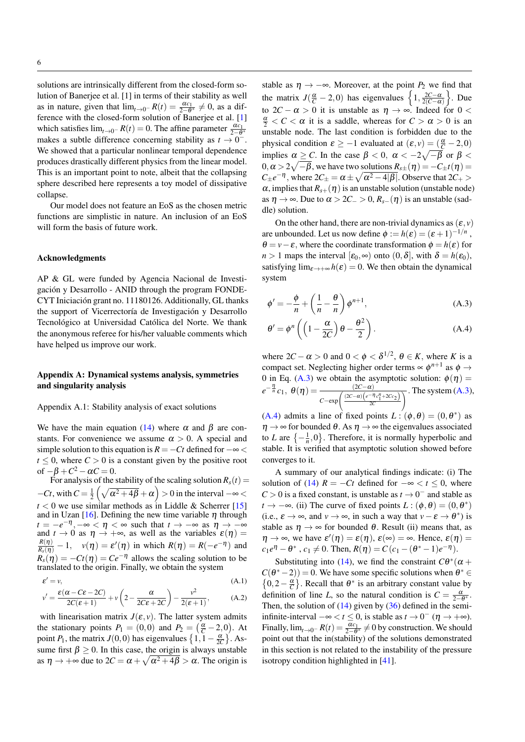solutions are intrinsically different from the closed-form solution of Banerjee et al. [1] in terms of their stability as well as in nature, given that $\lim_{t\to 0^-} R(t) = \frac{\alpha c_1}{2-\theta^*} \neq 0$, as a difference with the closed-form solution of Banerjee et al. [1] which satisfies $\lim_{t\to 0^-} R(t) = 0$. The affine parameter $\frac{\alpha c_1}{2-\theta^*}$ makes a subtle difference concerning stability as $t \to 0^-$. We showed that a particular nonlinear temporal dependence produces drastically different physics from the linear model. This is an important point to note, albeit that the collapsing sphere described here represents a toy model of dissipative collapse.

Our model does not feature an EoS as the chosen metric functions are simplistic in nature. An inclusion of an EoS will form the basis of future work.

### Acknowledgments

AP & GL were funded by Agencia Nacional de Investigación y Desarrollo - ANID through the program FONDECYT Iniciación grant no. 11180126. Additionally, GL thanks the support of Vicerrectoría de Investigación y Desarrollo Tecnológico at Universidad Católica del Norte. We thank the anonymous referee for his/her valuable comments which have helped us improve our work.

## Appendix A: Dynamical systems analysis, symmetries and singularity analysis

### Appendix A.1: Stability analysis of exact solutions

We have the main equation (14) where $\alpha$ and $\beta$ are constants. For convenience we assume $\alpha > 0$. A special and simple solution to this equation is $R = -Ct$ defined for $-\infty < t \leq 0$, where $C > 0$ is a constant given by the positive root of $-\beta + C^2 - \alpha C = 0$.

For analysis of the stability of the scaling solution $R_s(t) = -Ct$, with $C = \frac{1}{2}\left(\sqrt{\alpha^2+4\beta}+\alpha\right) > 0$ in the interval $-\infty < t < 0$ we use similar methods as in Liddle & Scherrer [15] and in Uzan [16]. Defining the new time variable $\eta$ through $t = -e^{-\eta}, -\infty < \eta < \infty$ such that $t \to -\infty$ as $\eta \to -\infty$ and $t \to 0$ as $\eta \to +\infty$, as well as the variables $\varepsilon(\eta) = \frac{R(\eta)}{R_s(\eta)} - 1$, $\quad v(\eta) = \varepsilon'(\eta)$ in which $R(\eta) = R(-e^{-\eta})$ and $R_s(\eta) = -Ct(\eta) = Ce^{-\eta}$ allows the scaling solution to be translated to the origin. Finally, we obtain the system

$$\varepsilon' = v, \tag{A.1}$$

$$v' = \frac{\varepsilon(\alpha - C\varepsilon - 2C)}{2C(\varepsilon+1)} + v\left(2 - \frac{\alpha}{2C\varepsilon+2C}\right) - \frac{v^2}{2(\varepsilon+1)}, \tag{A.2}$$

with linearisation matrix $J(\varepsilon, v)$. The latter system admits the stationary points $P_1 = (0,0)$ and $P_2 = \left(\frac{\alpha}{C} - 2, 0\right)$. At point $P_1$, the matrix $J(0,0)$ has eigenvalues $\left\{1, 1-\frac{\alpha}{2C}\right\}$. Assume first $\beta \geq 0$. In this case, the origin is always unstable as $\eta \to +\infty$ due to $2C = \alpha + \sqrt{\alpha^2+4\beta} > \alpha$. The origin is stable as $\eta \to -\infty$. Moreover, at the point $P_2$ we find that the matrix $J(\frac{\alpha}{C}-2, 0)$ has eigenvalues $\left\{1, \frac{2C-\alpha}{2(C-\alpha)}\right\}$. Due to $2C - \alpha > 0$ it is unstable as $\eta \to \infty$. Indeed for $0 < \frac{\alpha}{2} < C < \alpha$ it is a saddle, whereas for $C > \alpha > 0$ is an unstable node. The last condition is forbidden due to the physical condition $\varepsilon \geq -1$ evaluated at $(\varepsilon, v) = (\frac{\alpha}{C} - 2, 0)$ implies $\alpha \geq C$. In the case $\beta < 0$, $\alpha < -2\sqrt{-\beta}$ or $\beta < 0, \alpha > 2\sqrt{-\beta}$, we have two solutions $R_{s\pm}(\eta) = -C_{\pm}t(\eta) = C_{\pm}e^{-\eta}$, where $2C_{\pm} = \alpha \pm \sqrt{\alpha^2 - 4|\beta|}$. Observe that $2C_+ > \alpha$, implies that $R_{s+}(\eta)$ is an unstable solution (unstable node) as $\eta \to \infty$. Due to $\alpha > 2C_- > 0$, $R_{s-}(\eta)$ is an unstable (saddle) solution.

On the other hand, there are non-trivial dynamics as $(\varepsilon, v)$ are unbounded. Let us now define $\phi := h(\varepsilon) = (\varepsilon+1)^{-1/n}$, $\theta = v - \varepsilon$, where the coordinate transformation $\phi = h(\varepsilon)$ for $n > 1$ maps the interval $[\varepsilon_0, \infty)$ onto $(0, \delta]$, with $\delta = h(\varepsilon_0)$, satisfying $\lim_{\varepsilon\to+\infty} h(\varepsilon) = 0$. We then obtain the dynamical system

$$\phi' = -\frac{\phi}{n} + \left(\frac{1}{n} - \frac{\theta}{n}\right)\phi^{n+1}, \tag{A.3}$$

$$\theta' = \phi^n\left(\left(1 - \frac{\alpha}{2C}\right)\theta - \frac{\theta^2}{2}\right). \tag{A.4}$$

where $2C - \alpha > 0$ and $0 < \phi < \delta^{1/2}$, $\theta \in K$, where $K$ is a compact set. Neglecting higher order terms $\propto \phi^{n+1}$ as $\phi \to 0$ in Eq. (A.3) we obtain the asymptotic solution: $\phi(\eta) = e^{-\frac{\eta}{n}}c_1$, $\theta(\eta) = \frac{(2C-\alpha)}{C - \exp\left(\frac{(2C-\alpha)\left(e^{-\eta}c_1^n + 2Cc_2\right)}{2C}\right)}$. The system (A.3), (A.4) admits a line of fixed points $L : (\phi, \theta) = (0, \theta^*)$ as $\eta \to \infty$ for bounded $\theta$. As $\eta \to \infty$ the eigenvalues associated to $L$ are $\left\{-\frac{1}{n}, 0\right\}$. Therefore, it is normally hyperbolic and stable. It is verified that asymptotic solution showed before converges to it.

A summary of our analytical findings indicate: (i) The solution of (14) $R = -Ct$ defined for $-\infty < t \leq 0$, where $C > 0$ is a fixed constant, is unstable as $t \to 0^-$ and stable as $t \to -\infty$. (ii) The curve of fixed points $L : (\phi, \theta) = (0, \theta^*)$ (i.e., $\varepsilon \to \infty$, and $v \to \infty$, in such a way that $v - \varepsilon \to \theta^*$) is stable as $\eta \to \infty$ for bounded $\theta$. Result (ii) means that, as $\eta \to \infty$, we have $\varepsilon'(\eta) = \varepsilon(\eta)$, $\varepsilon(\infty) = \infty$. Hence, $\varepsilon(\eta) = c_1 e^{\eta} - \theta^*$, $c_1 \neq 0$. Then, $R(\eta) = C\left(c_1 - (\theta^* - 1)e^{-\eta}\right)$.

Substituting into (14), we find the constraint $C\theta^*(\alpha + C(\theta^* - 2)) = 0$. We have some specific solutions when $\theta^* \in \left\{0, 2 - \frac{\alpha}{C}\right\}$. Recall that $\theta^*$ is an arbitrary constant value by definition of line $L$, so the natural condition is $C = \frac{\alpha}{2-\theta^*}$. Then, the solution of (14) given by (36) defined in the semi-infinite-interval $-\infty < t \leq 0$, is stable as $t \to 0^-$ ($\eta \to +\infty$). Finally, $\lim_{t\to 0^-} R(t) = \frac{\alpha c_1}{2-\theta^*} \neq 0$ by construction. We should point out that the in(stability) of the solutions demonstrated in this section is not related to the instability of the pressure isotropy condition highlighted in [41].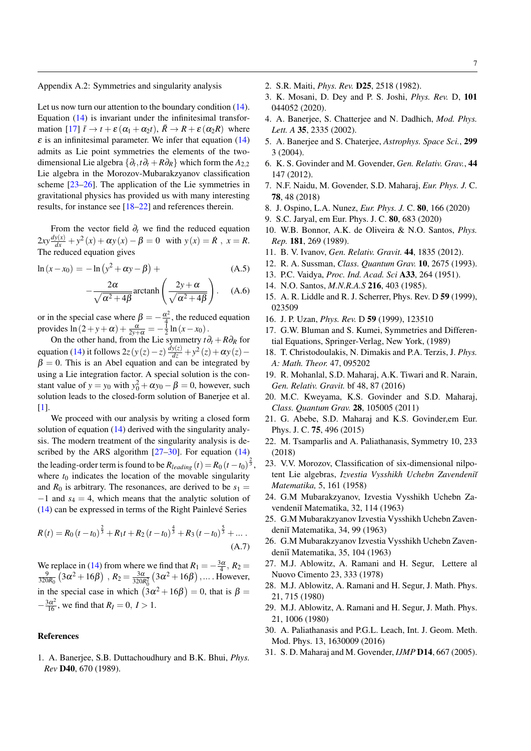Appendix A.2: Symmetries and singularity analysis

Let us now turn our attention to the boundary condition (14). Equation (14) is invariant under the infinitesimal transformation [17] $\bar{t} \to t + \varepsilon(\alpha_1 + \alpha_2 t)$, $\bar{R} \to R + \varepsilon(\alpha_2 R)$ where $\varepsilon$ is an infinitesimal parameter. We infer that equation (14) admits as Lie point symmetries the elements of the two-dimensional Lie algebra $\{\partial_t, t\partial_t + R\partial_R\}$ which form the $A_{2,2}$ Lie algebra in the Morozov-Mubarakzyanov classification scheme [23–26]. The application of the Lie symmetries in gravitational physics has provided us with many interesting results, for instance see [18–22] and references therein.

From the vector field $\partial_t$ we find the reduced equation $2xy\frac{dy(x)}{dx} + y^2(x) + \alpha y(x) - \beta = 0$ with $y(x) = \dot{R}$, $x = R$. The reduced equation gives

$$\ln(x - x_0) = -\ln\left(y^2 + \alpha y - \beta\right) + \tag{A.5}$$

$$-\frac{2\alpha}{\sqrt{\alpha^2 + 4\beta}} \operatorname{arctanh}\left(\frac{2y + \alpha}{\sqrt{\alpha^2 + 4\beta}}\right). \tag{A.6}$$

or in the special case where $\beta = -\frac{\alpha^2}{4}$, the reduced equation provides $\ln(2 + y + \alpha) + \frac{\alpha}{2y + \alpha} = -\frac{1}{2}\ln(x - x_0)$.

On the other hand, from the Lie symmetry $t\partial_t + R\partial_R$ for equation (14) it follows $2z(y(z) - z)\frac{dy(z)}{dz} + y^2(z) + \alpha y(z) - \beta = 0$. This is an Abel equation and can be integrated by using a Lie integration factor. A special solution is the constant value of $y = y_0$ with $y_0^2 + \alpha y_0 - \beta = 0$, however, such solution leads to the closed-form solution of Banerjee et al. [1].

We proceed with our analysis by writing a closed form solution of equation (14) derived with the singularity analysis. The modern treatment of the singularity analysis is described by the ARS algorithm [27–30]. For equation (14) the leading-order term is found to be $R_{leading}(t) = R_0(t - t_0)^{\frac{2}{3}}$, where $t_0$ indicates the location of the movable singularity and $R_0$ is arbitrary. The resonances, are derived to be $s_1 = -1$ and $s_4 = 4$, which means that the analytic solution of (14) can be expressed in terms of the Right Painlevé Series

$$R(t) = R_0(t - t_0)^{\frac{2}{3}} + R_1 t + R_2(t - t_0)^{\frac{4}{3}} + R_3(t - t_0)^{\frac{5}{3}} + \dots. \tag{A.7}$$

We replace in (14) from where we find that $R_1 = -\frac{3\alpha}{4}$, $R_2 = \frac{9}{320R_0}\left(3\alpha^2 + 16\beta\right)$, $R_2 = \frac{3\alpha}{320R_0^2}\left(3\alpha^2 + 16\beta\right), \dots$. However, in the special case in which $\left(3\alpha^2 + 16\beta\right) = 0$, that is $\beta = -\frac{3\alpha^2}{16}$, we find that $R_I = 0$, $I > 1$.

## References

1. A. Banerjee, S.B. Duttachoudhury and B.K. Bhui, *Phys. Rev* **D40**, 670 (1989).
2. S.R. Maiti, *Phys. Rev.* **D25**, 2518 (1982).
3. K. Mosani, D. Dey and P. S. Joshi, *Phys. Rev.* D, **101** 044052 (2020).
4. A. Banerjee, S. Chatterjee and N. Dadhich, *Mod. Phys. Lett. A* **35**, 2335 (2002).
5. A. Banerjee and S. Chaterjee, *Astrophys. Space Sci.*, **299** 3 (2004).
6. K. S. Govinder and M. Govender, *Gen. Relativ. Grav.*, **44** 147 (2012).
7. N.F. Naidu, M. Govender, S.D. Maharaj, *Eur. Phys. J.* C. **78**, 48 (2018)
8. J. Ospino, L.A. Nunez, *Eur. Phys. J.* C. **80**, 166 (2020)
9. S.C. Jaryal, em Eur. Phys. J. C. **80**, 683 (2020)
10. W.B. Bonnor, A.K. de Oliveira & N.O. Santos, *Phys. Rep.* **181**, 269 (1989).
11. B. V. Ivanov, *Gen. Relativ. Gravit.* **44**, 1835 (2012).
12. R. A. Sussman, *Class. Quantum Grav.* **10**, 2675 (1993).
13. P.C. Vaidya, *Proc. Ind. Acad. Sci* **A33**, 264 (1951).
14. N.O. Santos, *M.N.R.A.S* **216**, 403 (1985).
15. A. R. Liddle and R. J. Scherrer, Phys. Rev. D **59** (1999), 023509
16. J. P. Uzan, *Phys. Rev.* D **59** (1999), 123510
17. G.W. Bluman and S. Kumei, Symmetries and Differential Equations, Springer-Verlag, New York, (1989)
18. T. Christodoulakis, N. Dimakis and P.A. Terzis, *J. Phys. A: Math. Theor.* 47, 095202
19. R. Mohanlal, S.D. Maharaj, A.K. Tiwari and R. Narain, *Gen. Relativ. Gravit.* bf 48, 87 (2016)
20. M.C. Kweyama, K.S. Govinder and S.D. Maharaj, *Class. Quantum Grav.* **28**, 105005 (2011)
21. G. Abebe, S.D. Maharaj and K.S. Govinder,em Eur. Phys. J. C. **75**, 496 (2015)
22. M. Tsamparlis and A. Paliathanasis, Symmetry 10, 233 (2018)
23. V.V. Morozov, Classification of six-dimensional nilpotent Lie algebras, *Izvestia Vysshikh Uchebn Zavendeniĭ Matematika,* 5, 161 (1958)
24. G.M Mubarakzyanov, Izvestia Vysshikh Uchebn Zavendeniĭ Matematika, 32, 114 (1963)
25. G.M Mubarakzyanov Izvestia Vysshikh Uchebn Zavendeniĭ Matematika, 34, 99 (1963)
26. G.M Mubarakzyanov Izvestia Vysshikh Uchebn Zavendeniĭ Matematika, 35, 104 (1963)
27. M.J. Ablowitz, A. Ramani and H. Segur, Lettere al Nuovo Cimento 23, 333 (1978)
28. M.J. Ablowitz, A. Ramani and H. Segur, J. Math. Phys. 21, 715 (1980)
29. M.J. Ablowitz, A. Ramani and H. Segur, J. Math. Phys. 21, 1006 (1980)
30. A. Paliathanasis and P.G.L. Leach, Int. J. Geom. Meth. Mod. Phys. 13, 1630009 (2016)
31. S. D. Maharaj and M. Govender, *IJMP* **D14**, 667 (2005).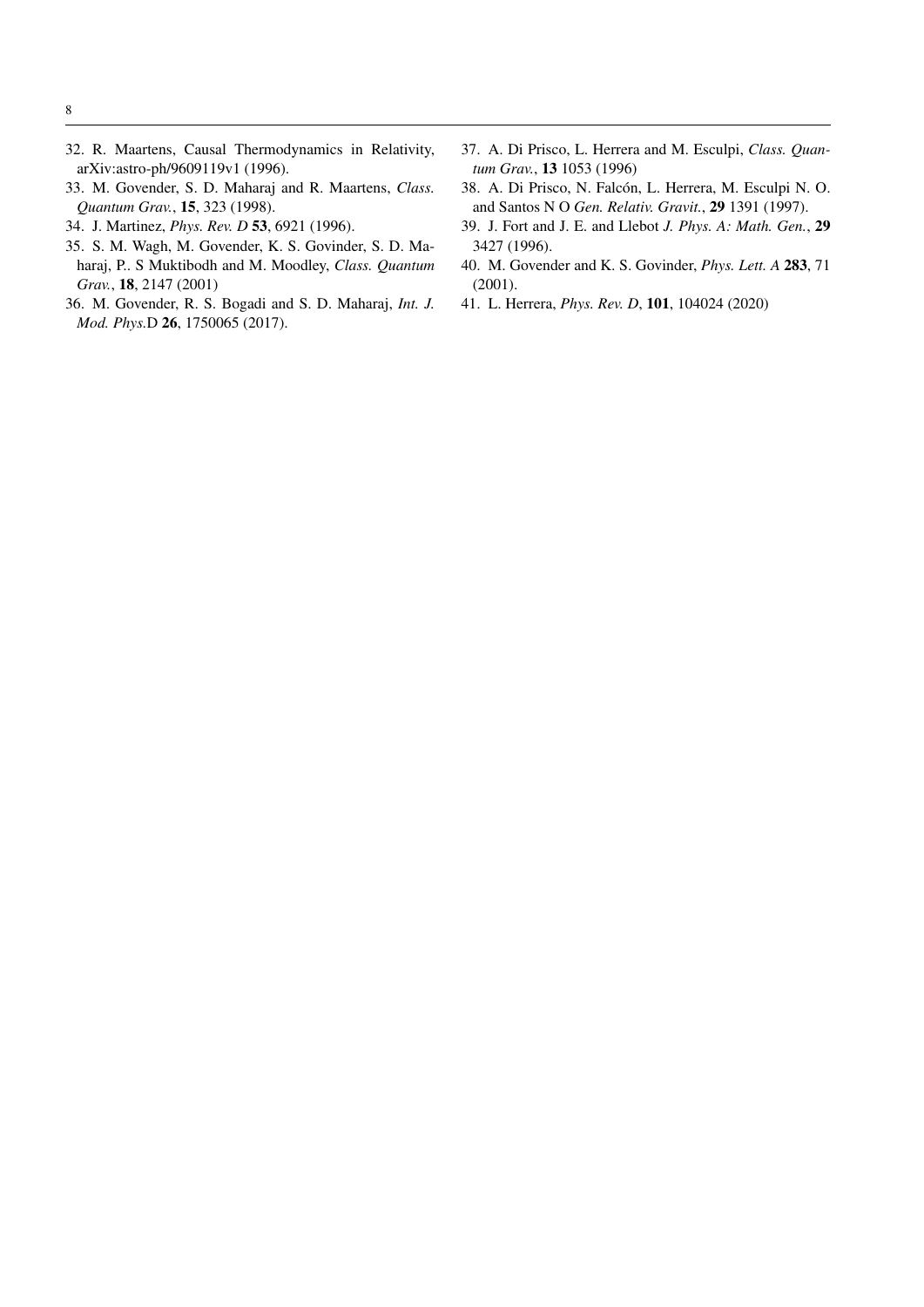32. R. Maartens, Causal Thermodynamics in Relativity, arXiv:astro-ph/9609119v1 (1996).
33. M. Govender, S. D. Maharaj and R. Maartens, *Class. Quantum Grav.*, **15**, 323 (1998).
34. J. Martinez, *Phys. Rev. D* **53**, 6921 (1996).
35. S. M. Wagh, M. Govender, K. S. Govinder, S. D. Maharaj, P.. S Muktibodh and M. Moodley, *Class. Quantum Grav.*, **18**, 2147 (2001)
36. M. Govender, R. S. Bogadi and S. D. Maharaj, *Int. J. Mod. Phys.*D **26**, 1750065 (2017).
37. A. Di Prisco, L. Herrera and M. Esculpi, *Class. Quantum Grav.*, **13** 1053 (1996)
38. A. Di Prisco, N. Falcón, L. Herrera, M. Esculpi N. O. and Santos N O *Gen. Relativ. Gravit.*, **29** 1391 (1997).
39. J. Fort and J. E. and Llebot *J. Phys. A: Math. Gen.*, **29** 3427 (1996).
40. M. Govender and K. S. Govinder, *Phys. Lett. A* **283**, 71 (2001).
41. L. Herrera, *Phys. Rev. D*, **101**, 104024 (2020)